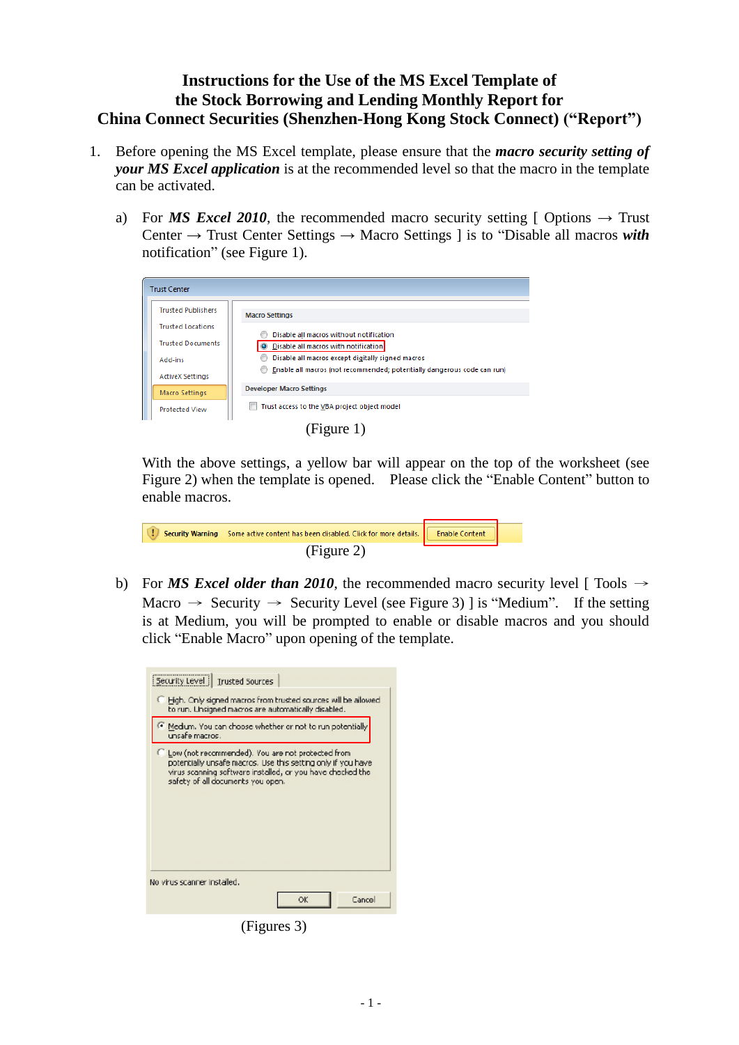# Instructions for the Use of the MS Excel Template of the Stock Borrowing and Lending Monthly Report for China Connect Securities (Shenzhen-Hong Kong Stock Connect) ("Report")

1. Before opening the MS Excel template, please ensure that the ***macro security setting of your MS Excel application*** is at the recommended level so that the macro in the template can be activated.

   a) For ***MS Excel 2010***, the recommended macro security setting [ Options → Trust Center → Trust Center Settings → Macro Settings ] is to "Disable all macros ***with*** notification" (see Figure 1).

   (Figure 1)

   With the above settings, a yellow bar will appear on the top of the worksheet (see Figure 2) when the template is opened. Please click the "Enable Content" button to enable macros.

   (Figure 2)

   b) For ***MS Excel older than 2010***, the recommended macro security level [ Tools → Macro → Security → Security Level (see Figure 3) ] is "Medium". If the setting is at Medium, you will be prompted to enable or disable macros and you should click "Enable Macro" upon opening of the template.

   (Figures 3)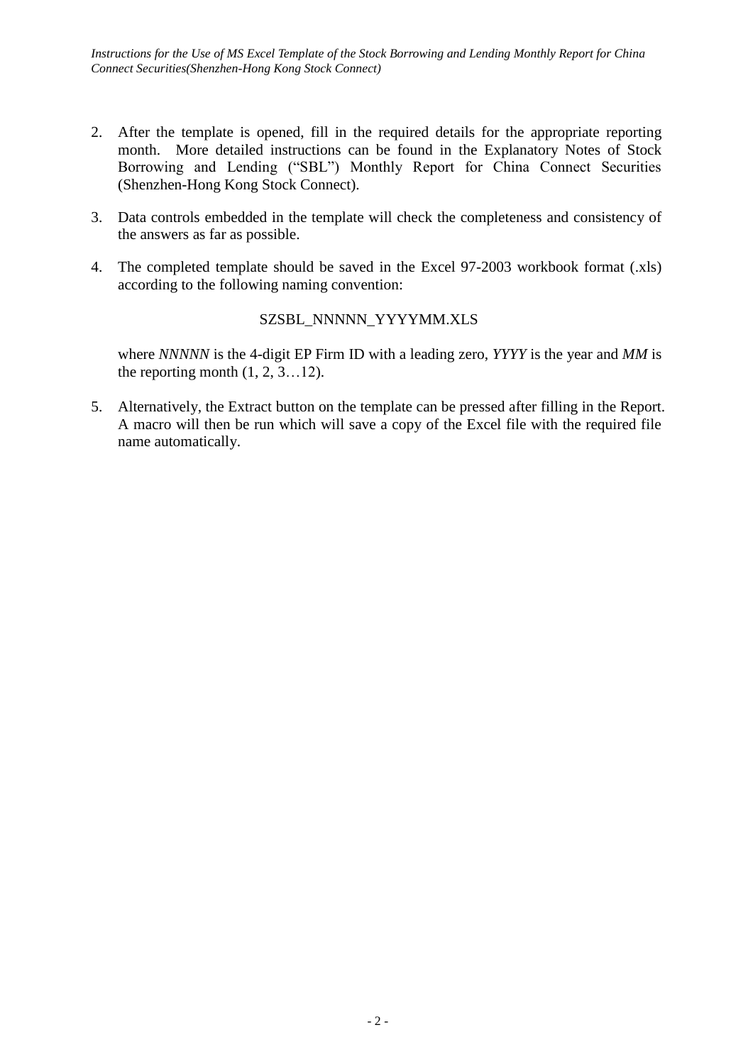2. After the template is opened, fill in the required details for the appropriate reporting month. More detailed instructions can be found in the Explanatory Notes of Stock Borrowing and Lending ("SBL") Monthly Report for China Connect Securities (Shenzhen-Hong Kong Stock Connect).

3. Data controls embedded in the template will check the completeness and consistency of the answers as far as possible.

4. The completed template should be saved in the Excel 97-2003 workbook format (.xls) according to the following naming convention:

   SZSBL_NNNNN_YYYYMM.XLS

   where *NNNNN* is the 4-digit EP Firm ID with a leading zero, *YYYY* is the year and *MM* is the reporting month (1, 2, 3…12).

5. Alternatively, the Extract button on the template can be pressed after filling in the Report. A macro will then be run which will save a copy of the Excel file with the required file name automatically.